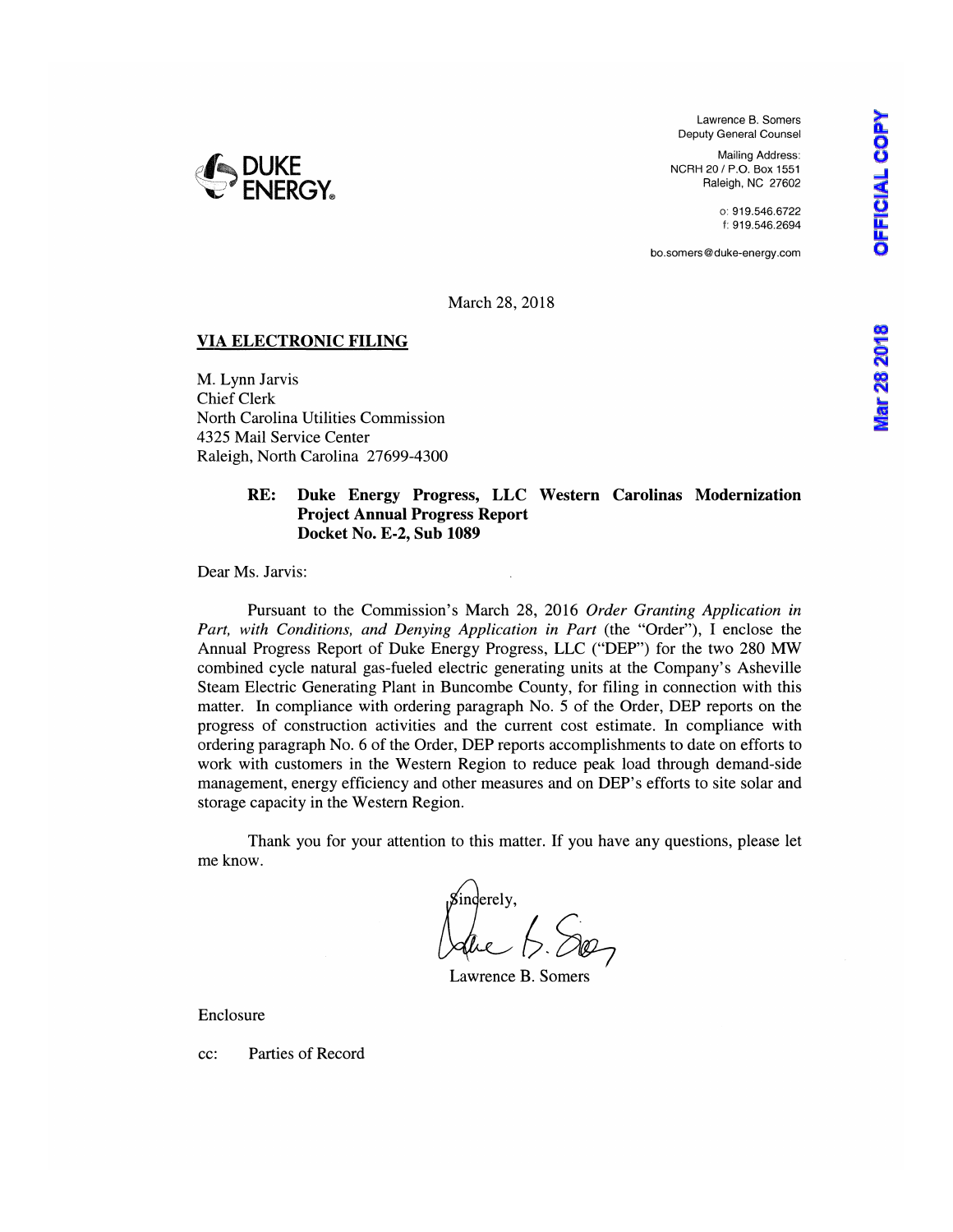**DUKE ENERGY**

Lawrence B. Somers
Deputy General Counsel

Mailing Address:
NCRH 20 / P.O. Box 1551
Raleigh, NC 27602

o: 919.546.6722
f: 919.546.2694

bo.somers@duke-energy.com

**OFFICIAL COPY**

**Mar 28 2018**

March 28, 2018

**VIA ELECTRONIC FILING**

M. Lynn Jarvis
Chief Clerk
North Carolina Utilities Commission
4325 Mail Service Center
Raleigh, North Carolina 27699-4300

**RE: Duke Energy Progress, LLC Western Carolinas Modernization Project Annual Progress Report**
**Docket No. E-2, Sub 1089**

Dear Ms. Jarvis:

Pursuant to the Commission's March 28, 2016 *Order Granting Application in Part, with Conditions, and Denying Application in Part* (the "Order"), I enclose the Annual Progress Report of Duke Energy Progress, LLC ("DEP") for the two 280 MW combined cycle natural gas-fueled electric generating units at the Company's Asheville Steam Electric Generating Plant in Buncombe County, for filing in connection with this matter. In compliance with ordering paragraph No. 5 of the Order, DEP reports on the progress of construction activities and the current cost estimate. In compliance with ordering paragraph No. 6 of the Order, DEP reports accomplishments to date on efforts to work with customers in the Western Region to reduce peak load through demand-side management, energy efficiency and other measures and on DEP's efforts to site solar and storage capacity in the Western Region.

Thank you for your attention to this matter. If you have any questions, please let me know.

Sincerely,

Lawrence B. Somers

Enclosure

cc: Parties of Record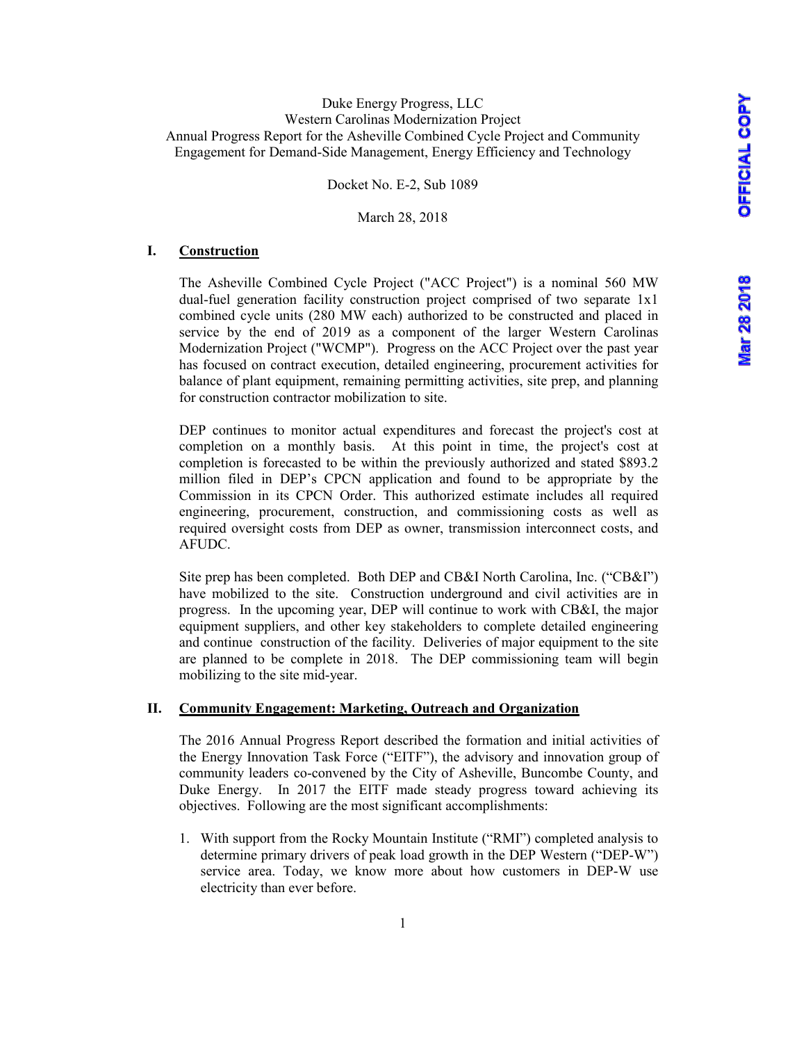Duke Energy Progress, LLC
Western Carolinas Modernization Project
Annual Progress Report for the Asheville Combined Cycle Project and Community Engagement for Demand-Side Management, Energy Efficiency and Technology

Docket No. E-2, Sub 1089

March 28, 2018

## I. Construction

The Asheville Combined Cycle Project ("ACC Project") is a nominal 560 MW dual-fuel generation facility construction project comprised of two separate 1x1 combined cycle units (280 MW each) authorized to be constructed and placed in service by the end of 2019 as a component of the larger Western Carolinas Modernization Project ("WCMP"). Progress on the ACC Project over the past year has focused on contract execution, detailed engineering, procurement activities for balance of plant equipment, remaining permitting activities, site prep, and planning for construction contractor mobilization to site.

DEP continues to monitor actual expenditures and forecast the project's cost at completion on a monthly basis. At this point in time, the project's cost at completion is forecasted to be within the previously authorized and stated $893.2 million filed in DEP's CPCN application and found to be appropriate by the Commission in its CPCN Order. This authorized estimate includes all required engineering, procurement, construction, and commissioning costs as well as required oversight costs from DEP as owner, transmission interconnect costs, and AFUDC.

Site prep has been completed. Both DEP and CB&I North Carolina, Inc. ("CB&I") have mobilized to the site. Construction underground and civil activities are in progress. In the upcoming year, DEP will continue to work with CB&I, the major equipment suppliers, and other key stakeholders to complete detailed engineering and continue construction of the facility. Deliveries of major equipment to the site are planned to be complete in 2018. The DEP commissioning team will begin mobilizing to the site mid-year.

## II. Community Engagement: Marketing, Outreach and Organization

The 2016 Annual Progress Report described the formation and initial activities of the Energy Innovation Task Force ("EITF"), the advisory and innovation group of community leaders co-convened by the City of Asheville, Buncombe County, and Duke Energy. In 2017 the EITF made steady progress toward achieving its objectives. Following are the most significant accomplishments:

1. With support from the Rocky Mountain Institute ("RMI") completed analysis to determine primary drivers of peak load growth in the DEP Western ("DEP-W") service area. Today, we know more about how customers in DEP-W use electricity than ever before.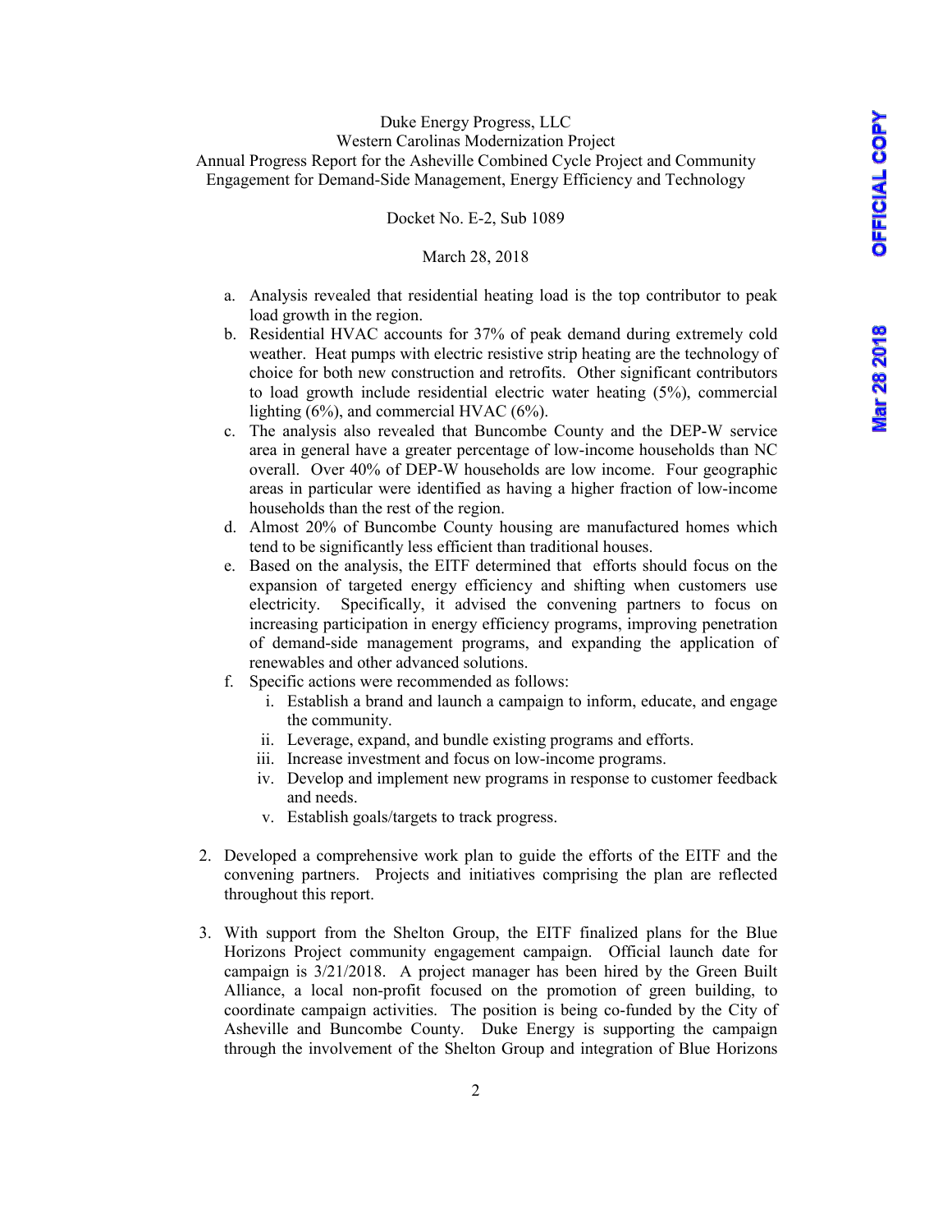a. Analysis revealed that residential heating load is the top contributor to peak load growth in the region.
b. Residential HVAC accounts for 37% of peak demand during extremely cold weather. Heat pumps with electric resistive strip heating are the technology of choice for both new construction and retrofits. Other significant contributors to load growth include residential electric water heating (5%), commercial lighting (6%), and commercial HVAC (6%).
c. The analysis also revealed that Buncombe County and the DEP-W service area in general have a greater percentage of low-income households than NC overall. Over 40% of DEP-W households are low income. Four geographic areas in particular were identified as having a higher fraction of low-income households than the rest of the region.
d. Almost 20% of Buncombe County housing are manufactured homes which tend to be significantly less efficient than traditional houses.
e. Based on the analysis, the EITF determined that efforts should focus on the expansion of targeted energy efficiency and shifting when customers use electricity. Specifically, it advised the convening partners to focus on increasing participation in energy efficiency programs, improving penetration of demand-side management programs, and expanding the application of renewables and other advanced solutions.
f. Specific actions were recommended as follows:
   i. Establish a brand and launch a campaign to inform, educate, and engage the community.
   ii. Leverage, expand, and bundle existing programs and efforts.
   iii. Increase investment and focus on low-income programs.
   iv. Develop and implement new programs in response to customer feedback and needs.
   v. Establish goals/targets to track progress.

2. Developed a comprehensive work plan to guide the efforts of the EITF and the convening partners. Projects and initiatives comprising the plan are reflected throughout this report.

3. With support from the Shelton Group, the EITF finalized plans for the Blue Horizons Project community engagement campaign. Official launch date for campaign is 3/21/2018. A project manager has been hired by the Green Built Alliance, a local non-profit focused on the promotion of green building, to coordinate campaign activities. The position is being co-funded by the City of Asheville and Buncombe County. Duke Energy is supporting the campaign through the involvement of the Shelton Group and integration of Blue Horizons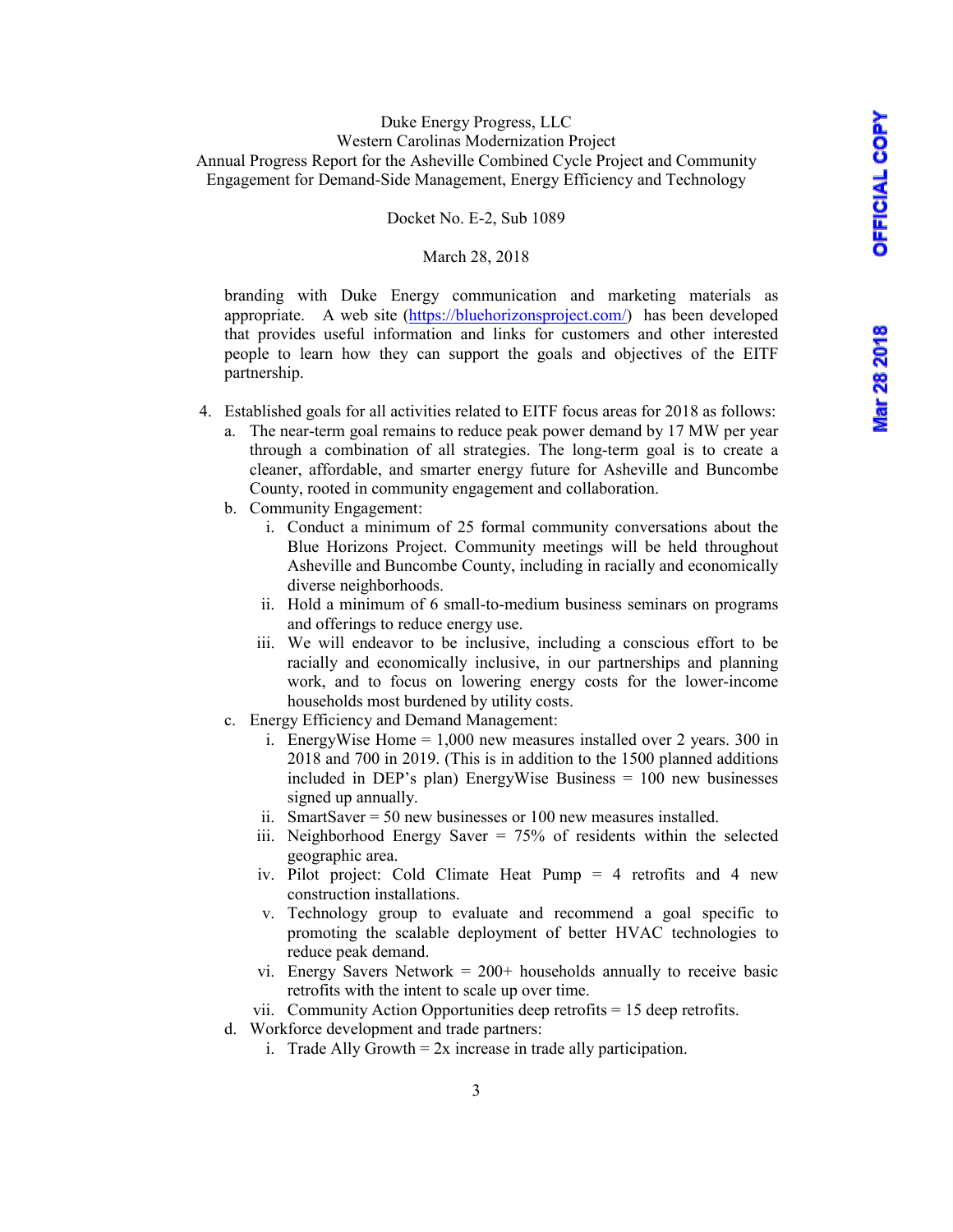branding with Duke Energy communication and marketing materials as appropriate. A web site (https://bluehorizonsproject.com/) has been developed that provides useful information and links for customers and other interested people to learn how they can support the goals and objectives of the EITF partnership.

4. Established goals for all activities related to EITF focus areas for 2018 as follows:
   a. The near-term goal remains to reduce peak power demand by 17 MW per year through a combination of all strategies. The long-term goal is to create a cleaner, affordable, and smarter energy future for Asheville and Buncombe County, rooted in community engagement and collaboration.
   b. Community Engagement:
      i. Conduct a minimum of 25 formal community conversations about the Blue Horizons Project. Community meetings will be held throughout Asheville and Buncombe County, including in racially and economically diverse neighborhoods.
      ii. Hold a minimum of 6 small-to-medium business seminars on programs and offerings to reduce energy use.
      iii. We will endeavor to be inclusive, including a conscious effort to be racially and economically inclusive, in our partnerships and planning work, and to focus on lowering energy costs for the lower-income households most burdened by utility costs.
   c. Energy Efficiency and Demand Management:
      i. EnergyWise Home = 1,000 new measures installed over 2 years. 300 in 2018 and 700 in 2019. (This is in addition to the 1500 planned additions included in DEP's plan) EnergyWise Business = 100 new businesses signed up annually.
      ii. SmartSaver = 50 new businesses or 100 new measures installed.
      iii. Neighborhood Energy Saver = 75% of residents within the selected geographic area.
      iv. Pilot project: Cold Climate Heat Pump = 4 retrofits and 4 new construction installations.
      v. Technology group to evaluate and recommend a goal specific to promoting the scalable deployment of better HVAC technologies to reduce peak demand.
      vi. Energy Savers Network = 200+ households annually to receive basic retrofits with the intent to scale up over time.
      vii. Community Action Opportunities deep retrofits = 15 deep retrofits.
   d. Workforce development and trade partners:
      i. Trade Ally Growth = 2x increase in trade ally participation.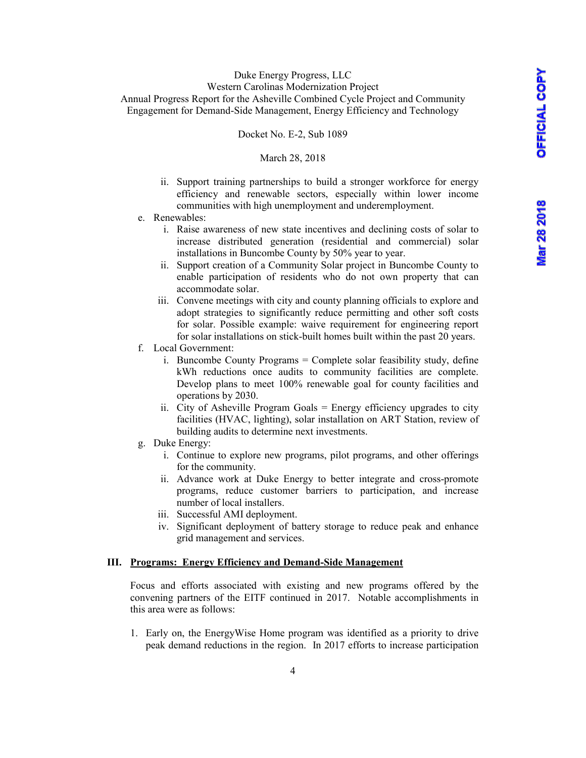ii. Support training partnerships to build a stronger workforce for energy efficiency and renewable sectors, especially within lower income communities with high unemployment and underemployment.

e. Renewables:
   i. Raise awareness of new state incentives and declining costs of solar to increase distributed generation (residential and commercial) solar installations in Buncombe County by 50% year to year.
   ii. Support creation of a Community Solar project in Buncombe County to enable participation of residents who do not own property that can accommodate solar.
   iii. Convene meetings with city and county planning officials to explore and adopt strategies to significantly reduce permitting and other soft costs for solar. Possible example: waive requirement for engineering report for solar installations on stick-built homes built within the past 20 years.

f. Local Government:
   i. Buncombe County Programs = Complete solar feasibility study, define kWh reductions once audits to community facilities are complete. Develop plans to meet 100% renewable goal for county facilities and operations by 2030.
   ii. City of Asheville Program Goals = Energy efficiency upgrades to city facilities (HVAC, lighting), solar installation on ART Station, review of building audits to determine next investments.

g. Duke Energy:
   i. Continue to explore new programs, pilot programs, and other offerings for the community.
   ii. Advance work at Duke Energy to better integrate and cross-promote programs, reduce customer barriers to participation, and increase number of local installers.
   iii. Successful AMI deployment.
   iv. Significant deployment of battery storage to reduce peak and enhance grid management and services.

## III. <u>Programs: Energy Efficiency and Demand-Side Management</u>

Focus and efforts associated with existing and new programs offered by the convening partners of the EITF continued in 2017. Notable accomplishments in this area were as follows:

1. Early on, the EnergyWise Home program was identified as a priority to drive peak demand reductions in the region. In 2017 efforts to increase participation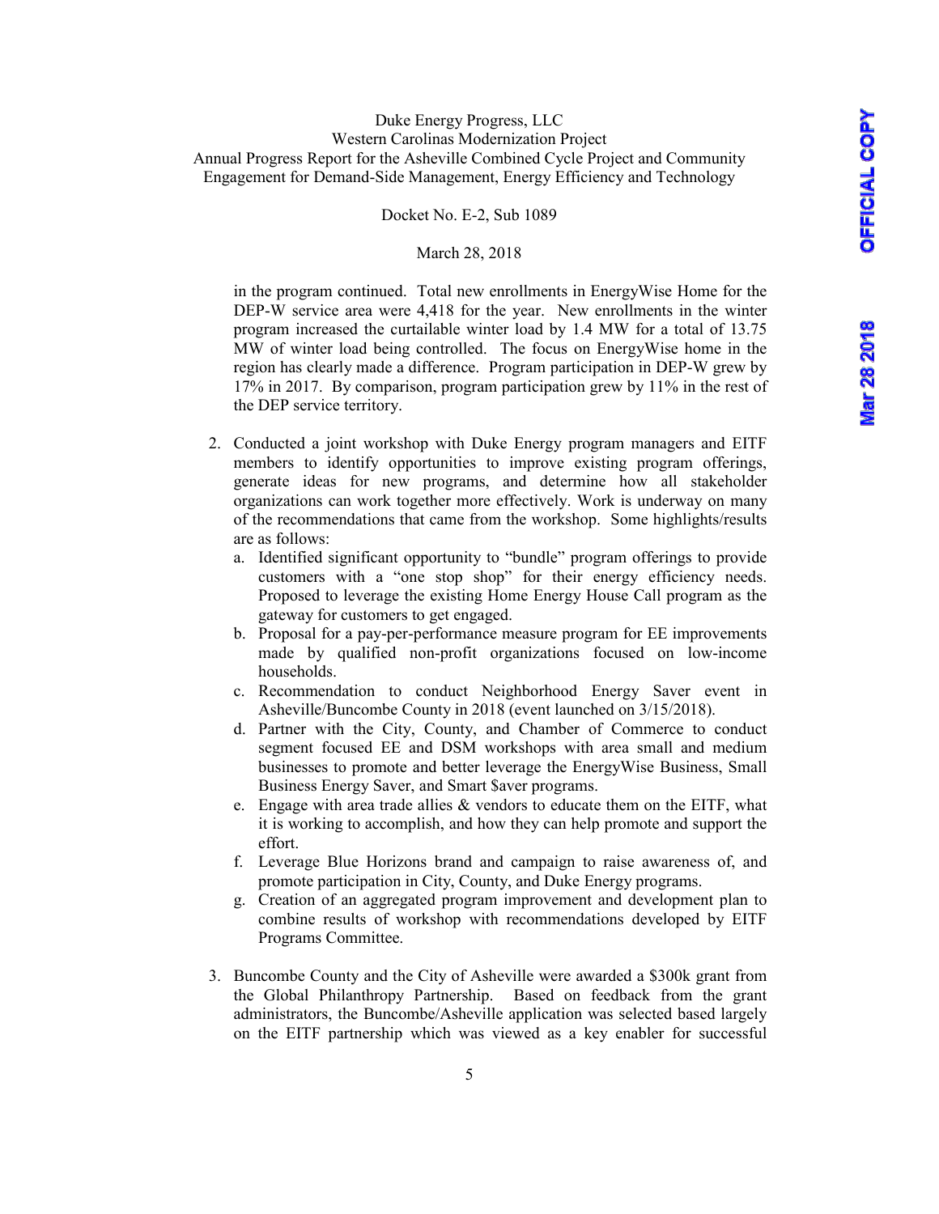in the program continued. Total new enrollments in EnergyWise Home for the DEP-W service area were 4,418 for the year. New enrollments in the winter program increased the curtailable winter load by 1.4 MW for a total of 13.75 MW of winter load being controlled. The focus on EnergyWise home in the region has clearly made a difference. Program participation in DEP-W grew by 17% in 2017. By comparison, program participation grew by 11% in the rest of the DEP service territory.

2. Conducted a joint workshop with Duke Energy program managers and EITF members to identify opportunities to improve existing program offerings, generate ideas for new programs, and determine how all stakeholder organizations can work together more effectively. Work is underway on many of the recommendations that came from the workshop. Some highlights/results are as follows:
   a. Identified significant opportunity to "bundle" program offerings to provide customers with a "one stop shop" for their energy efficiency needs. Proposed to leverage the existing Home Energy House Call program as the gateway for customers to get engaged.
   b. Proposal for a pay-per-performance measure program for EE improvements made by qualified non-profit organizations focused on low-income households.
   c. Recommendation to conduct Neighborhood Energy Saver event in Asheville/Buncombe County in 2018 (event launched on 3/15/2018).
   d. Partner with the City, County, and Chamber of Commerce to conduct segment focused EE and DSM workshops with area small and medium businesses to promote and better leverage the EnergyWise Business, Small Business Energy Saver, and Smart $aver programs.
   e. Engage with area trade allies & vendors to educate them on the EITF, what it is working to accomplish, and how they can help promote and support the effort.
   f. Leverage Blue Horizons brand and campaign to raise awareness of, and promote participation in City, County, and Duke Energy programs.
   g. Creation of an aggregated program improvement and development plan to combine results of workshop with recommendations developed by EITF Programs Committee.

3. Buncombe County and the City of Asheville were awarded a $300k grant from the Global Philanthropy Partnership. Based on feedback from the grant administrators, the Buncombe/Asheville application was selected based largely on the EITF partnership which was viewed as a key enabler for successful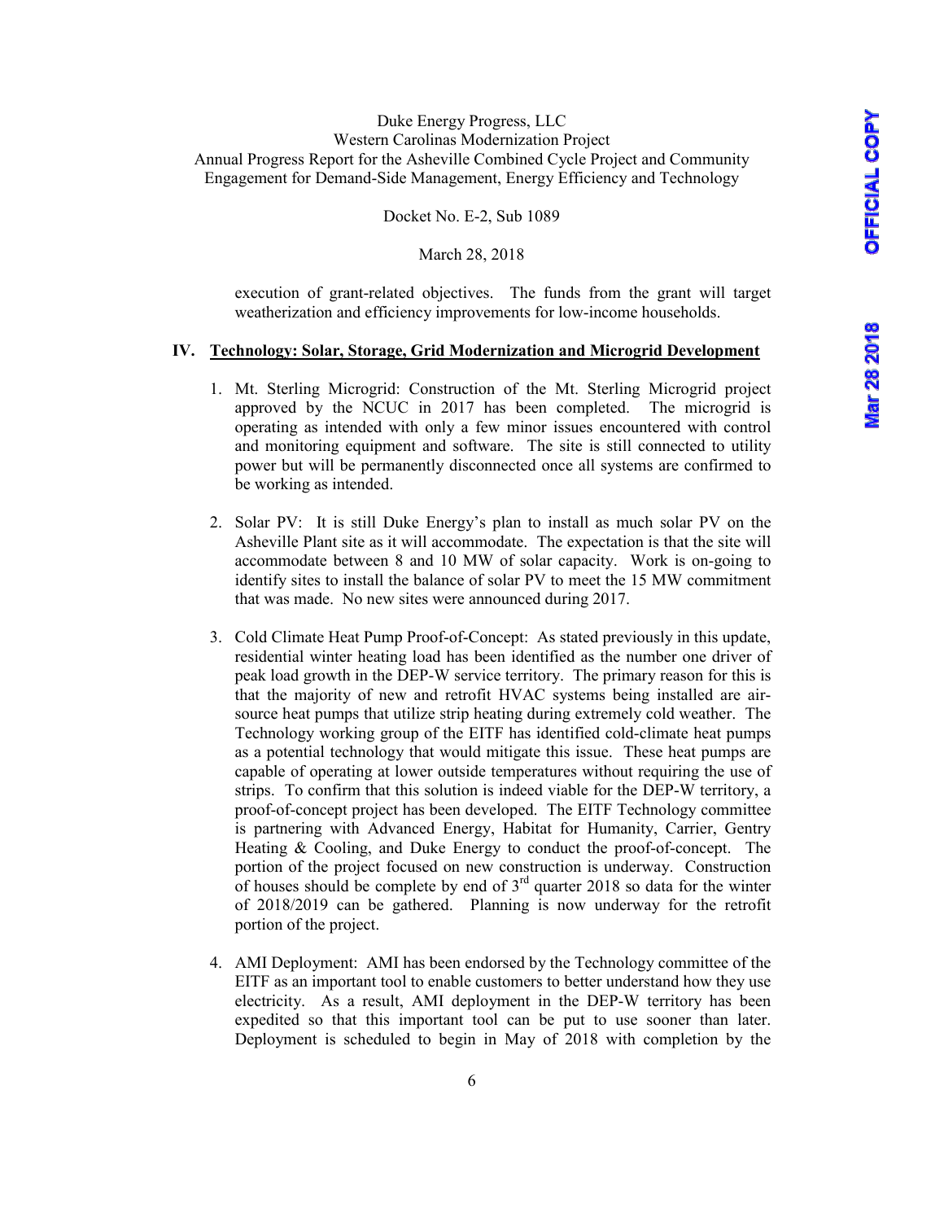execution of grant-related objectives. The funds from the grant will target weatherization and efficiency improvements for low-income households.

## IV. Technology: Solar, Storage, Grid Modernization and Microgrid Development

1. Mt. Sterling Microgrid: Construction of the Mt. Sterling Microgrid project approved by the NCUC in 2017 has been completed. The microgrid is operating as intended with only a few minor issues encountered with control and monitoring equipment and software. The site is still connected to utility power but will be permanently disconnected once all systems are confirmed to be working as intended.

2. Solar PV: It is still Duke Energy's plan to install as much solar PV on the Asheville Plant site as it will accommodate. The expectation is that the site will accommodate between 8 and 10 MW of solar capacity. Work is on-going to identify sites to install the balance of solar PV to meet the 15 MW commitment that was made. No new sites were announced during 2017.

3. Cold Climate Heat Pump Proof-of-Concept: As stated previously in this update, residential winter heating load has been identified as the number one driver of peak load growth in the DEP-W service territory. The primary reason for this is that the majority of new and retrofit HVAC systems being installed are air-source heat pumps that utilize strip heating during extremely cold weather. The Technology working group of the EITF has identified cold-climate heat pumps as a potential technology that would mitigate this issue. These heat pumps are capable of operating at lower outside temperatures without requiring the use of strips. To confirm that this solution is indeed viable for the DEP-W territory, a proof-of-concept project has been developed. The EITF Technology committee is partnering with Advanced Energy, Habitat for Humanity, Carrier, Gentry Heating & Cooling, and Duke Energy to conduct the proof-of-concept. The portion of the project focused on new construction is underway. Construction of houses should be complete by end of 3rd quarter 2018 so data for the winter of 2018/2019 can be gathered. Planning is now underway for the retrofit portion of the project.

4. AMI Deployment: AMI has been endorsed by the Technology committee of the EITF as an important tool to enable customers to better understand how they use electricity. As a result, AMI deployment in the DEP-W territory has been expedited so that this important tool can be put to use sooner than later. Deployment is scheduled to begin in May of 2018 with completion by the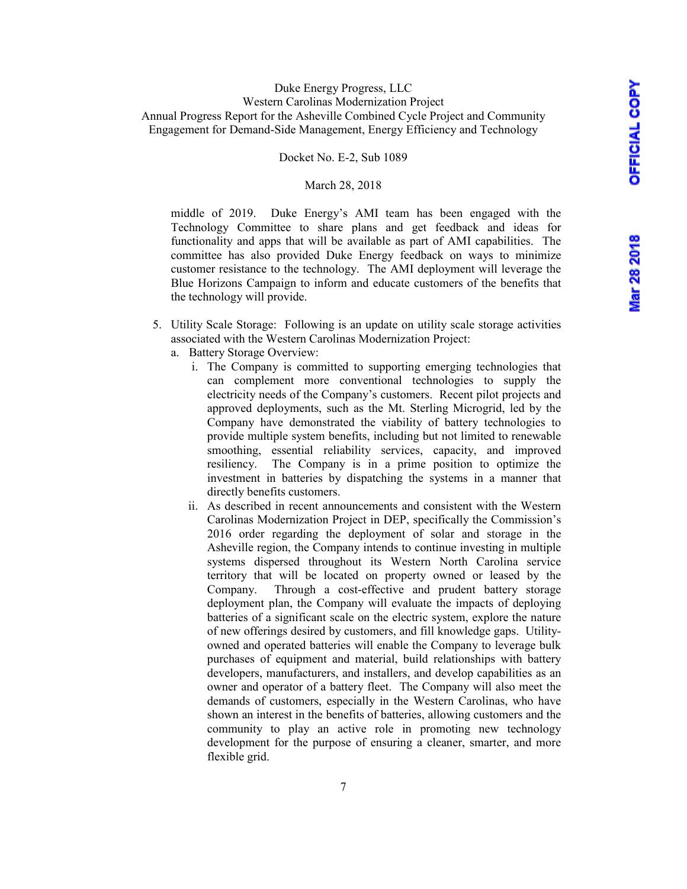middle of 2019. Duke Energy's AMI team has been engaged with the Technology Committee to share plans and get feedback and ideas for functionality and apps that will be available as part of AMI capabilities. The committee has also provided Duke Energy feedback on ways to minimize customer resistance to the technology. The AMI deployment will leverage the Blue Horizons Campaign to inform and educate customers of the benefits that the technology will provide.

5. Utility Scale Storage: Following is an update on utility scale storage activities associated with the Western Carolinas Modernization Project:
   a. Battery Storage Overview:
      i. The Company is committed to supporting emerging technologies that can complement more conventional technologies to supply the electricity needs of the Company's customers. Recent pilot projects and approved deployments, such as the Mt. Sterling Microgrid, led by the Company have demonstrated the viability of battery technologies to provide multiple system benefits, including but not limited to renewable smoothing, essential reliability services, capacity, and improved resiliency. The Company is in a prime position to optimize the investment in batteries by dispatching the systems in a manner that directly benefits customers.
      ii. As described in recent announcements and consistent with the Western Carolinas Modernization Project in DEP, specifically the Commission's 2016 order regarding the deployment of solar and storage in the Asheville region, the Company intends to continue investing in multiple systems dispersed throughout its Western North Carolina service territory that will be located on property owned or leased by the Company. Through a cost-effective and prudent battery storage deployment plan, the Company will evaluate the impacts of deploying batteries of a significant scale on the electric system, explore the nature of new offerings desired by customers, and fill knowledge gaps. Utility-owned and operated batteries will enable the Company to leverage bulk purchases of equipment and material, build relationships with battery developers, manufacturers, and installers, and develop capabilities as an owner and operator of a battery fleet. The Company will also meet the demands of customers, especially in the Western Carolinas, who have shown an interest in the benefits of batteries, allowing customers and the community to play an active role in promoting new technology development for the purpose of ensuring a cleaner, smarter, and more flexible grid.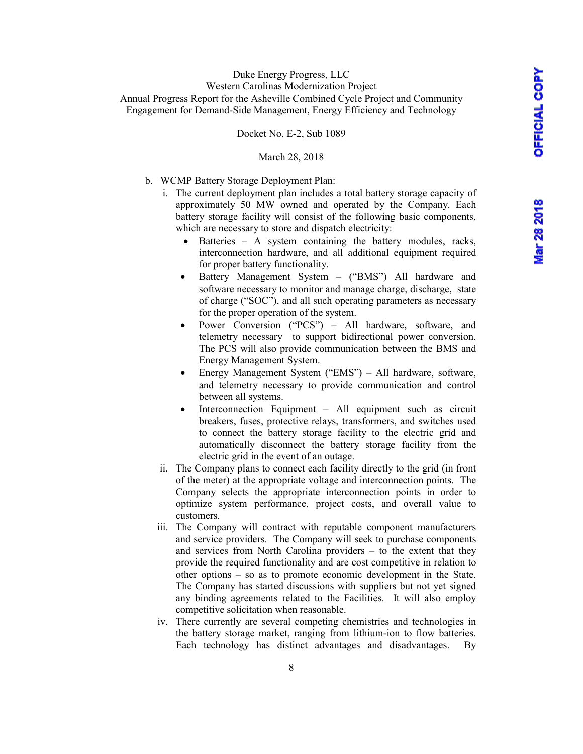b. WCMP Battery Storage Deployment Plan:

   i. The current deployment plan includes a total battery storage capacity of approximately 50 MW owned and operated by the Company. Each battery storage facility will consist of the following basic components, which are necessary to store and dispatch electricity:

      - Batteries – A system containing the battery modules, racks, interconnection hardware, and all additional equipment required for proper battery functionality.
      - Battery Management System – ("BMS") All hardware and software necessary to monitor and manage charge, discharge, state of charge ("SOC"), and all such operating parameters as necessary for the proper operation of the system.
      - Power Conversion ("PCS") – All hardware, software, and telemetry necessary to support bidirectional power conversion. The PCS will also provide communication between the BMS and Energy Management System.
      - Energy Management System ("EMS") – All hardware, software, and telemetry necessary to provide communication and control between all systems.
      - Interconnection Equipment – All equipment such as circuit breakers, fuses, protective relays, transformers, and switches used to connect the battery storage facility to the electric grid and automatically disconnect the battery storage facility from the electric grid in the event of an outage.

   ii. The Company plans to connect each facility directly to the grid (in front of the meter) at the appropriate voltage and interconnection points. The Company selects the appropriate interconnection points in order to optimize system performance, project costs, and overall value to customers.

   iii. The Company will contract with reputable component manufacturers and service providers. The Company will seek to purchase components and services from North Carolina providers – to the extent that they provide the required functionality and are cost competitive in relation to other options – so as to promote economic development in the State. The Company has started discussions with suppliers but not yet signed any binding agreements related to the Facilities. It will also employ competitive solicitation when reasonable.

   iv. There currently are several competing chemistries and technologies in the battery storage market, ranging from lithium-ion to flow batteries. Each technology has distinct advantages and disadvantages. By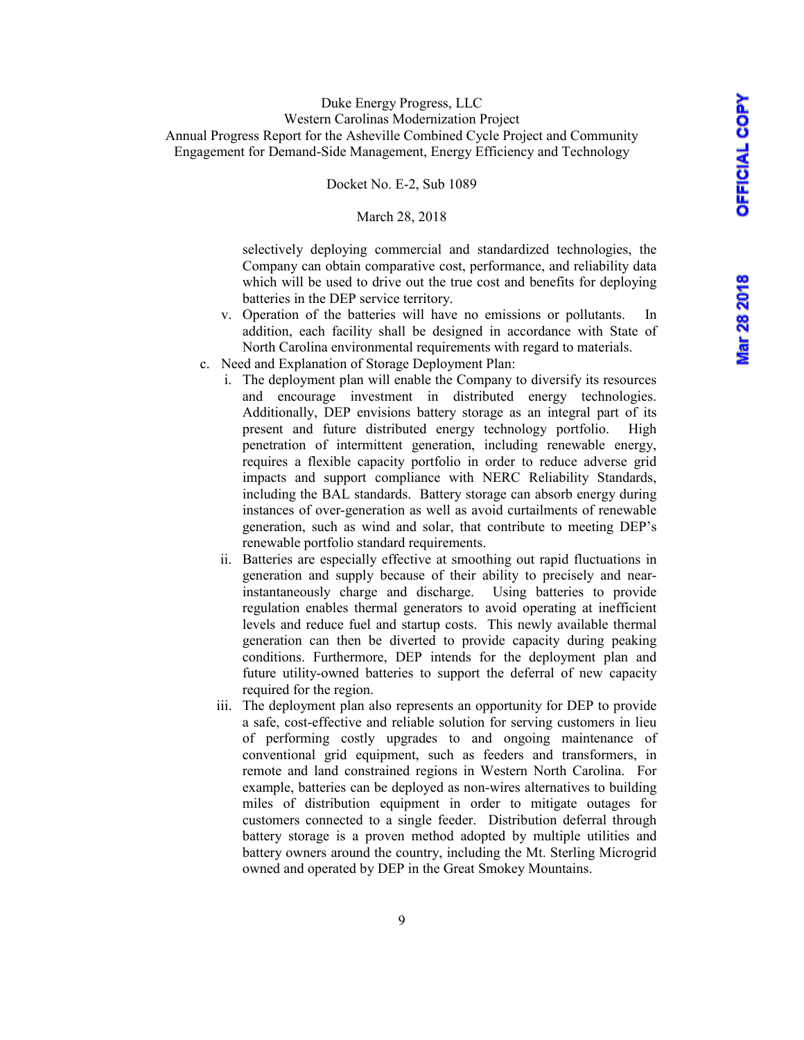selectively deploying commercial and standardized technologies, the Company can obtain comparative cost, performance, and reliability data which will be used to drive out the true cost and benefits for deploying batteries in the DEP service territory.

v. Operation of the batteries will have no emissions or pollutants. In addition, each facility shall be designed in accordance with State of North Carolina environmental requirements with regard to materials.

c. Need and Explanation of Storage Deployment Plan:

i. The deployment plan will enable the Company to diversify its resources and encourage investment in distributed energy technologies. Additionally, DEP envisions battery storage as an integral part of its present and future distributed energy technology portfolio. High penetration of intermittent generation, including renewable energy, requires a flexible capacity portfolio in order to reduce adverse grid impacts and support compliance with NERC Reliability Standards, including the BAL standards. Battery storage can absorb energy during instances of over-generation as well as avoid curtailments of renewable generation, such as wind and solar, that contribute to meeting DEP's renewable portfolio standard requirements.

ii. Batteries are especially effective at smoothing out rapid fluctuations in generation and supply because of their ability to precisely and near-instantaneously charge and discharge. Using batteries to provide regulation enables thermal generators to avoid operating at inefficient levels and reduce fuel and startup costs. This newly available thermal generation can then be diverted to provide capacity during peaking conditions. Furthermore, DEP intends for the deployment plan and future utility-owned batteries to support the deferral of new capacity required for the region.

iii. The deployment plan also represents an opportunity for DEP to provide a safe, cost-effective and reliable solution for serving customers in lieu of performing costly upgrades to and ongoing maintenance of conventional grid equipment, such as feeders and transformers, in remote and land constrained regions in Western North Carolina. For example, batteries can be deployed as non-wires alternatives to building miles of distribution equipment in order to mitigate outages for customers connected to a single feeder. Distribution deferral through battery storage is a proven method adopted by multiple utilities and battery owners around the country, including the Mt. Sterling Microgrid owned and operated by DEP in the Great Smokey Mountains.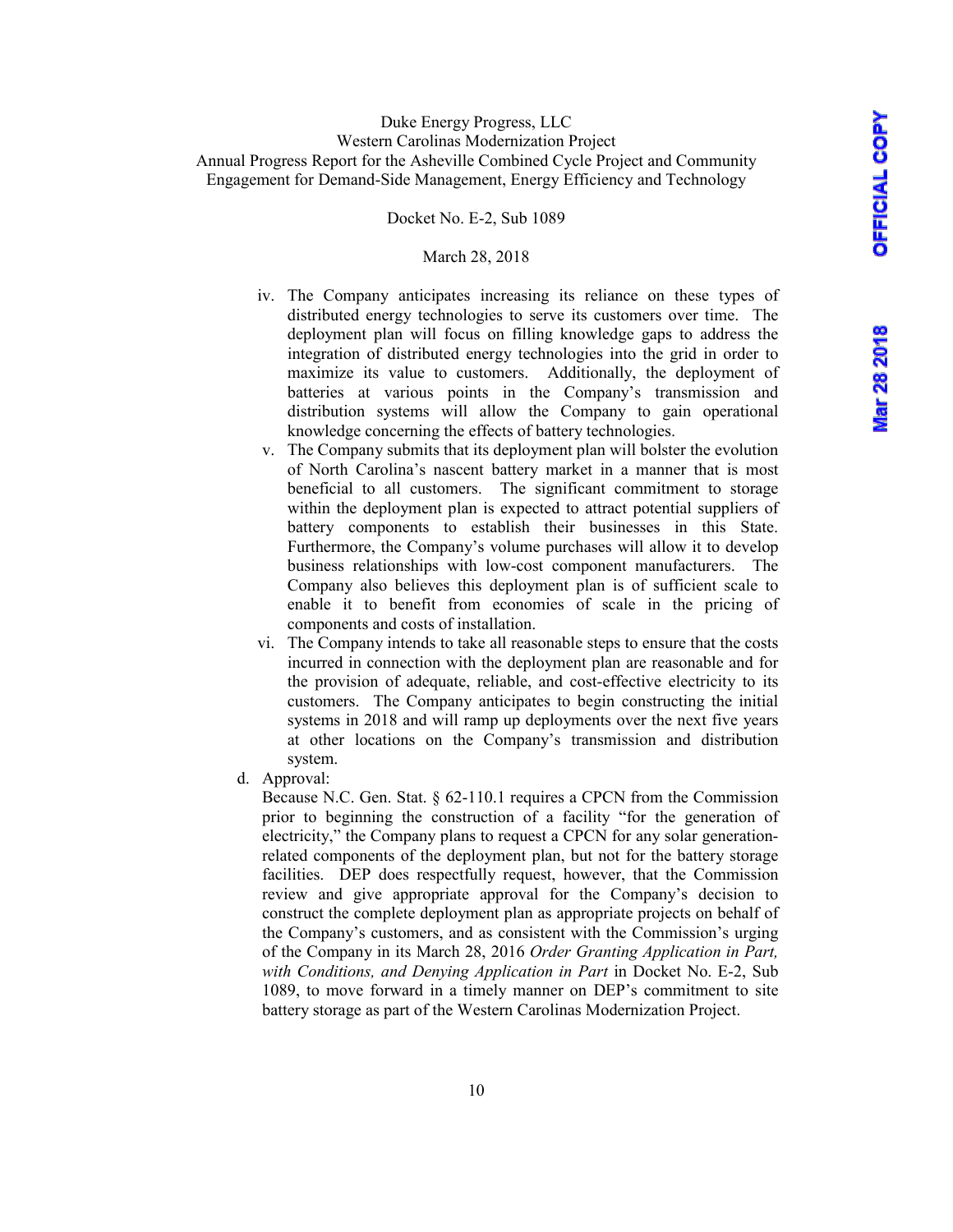iv. The Company anticipates increasing its reliance on these types of distributed energy technologies to serve its customers over time. The deployment plan will focus on filling knowledge gaps to address the integration of distributed energy technologies into the grid in order to maximize its value to customers. Additionally, the deployment of batteries at various points in the Company's transmission and distribution systems will allow the Company to gain operational knowledge concerning the effects of battery technologies.

v. The Company submits that its deployment plan will bolster the evolution of North Carolina's nascent battery market in a manner that is most beneficial to all customers. The significant commitment to storage within the deployment plan is expected to attract potential suppliers of battery components to establish their businesses in this State. Furthermore, the Company's volume purchases will allow it to develop business relationships with low-cost component manufacturers. The Company also believes this deployment plan is of sufficient scale to enable it to benefit from economies of scale in the pricing of components and costs of installation.

vi. The Company intends to take all reasonable steps to ensure that the costs incurred in connection with the deployment plan are reasonable and for the provision of adequate, reliable, and cost-effective electricity to its customers. The Company anticipates to begin constructing the initial systems in 2018 and will ramp up deployments over the next five years at other locations on the Company's transmission and distribution system.

d. Approval:

Because N.C. Gen. Stat. § 62-110.1 requires a CPCN from the Commission prior to beginning the construction of a facility "for the generation of electricity," the Company plans to request a CPCN for any solar generation-related components of the deployment plan, but not for the battery storage facilities. DEP does respectfully request, however, that the Commission review and give appropriate approval for the Company's decision to construct the complete deployment plan as appropriate projects on behalf of the Company's customers, and as consistent with the Commission's urging of the Company in its March 28, 2016 *Order Granting Application in Part, with Conditions, and Denying Application in Part* in Docket No. E-2, Sub 1089, to move forward in a timely manner on DEP's commitment to site battery storage as part of the Western Carolinas Modernization Project.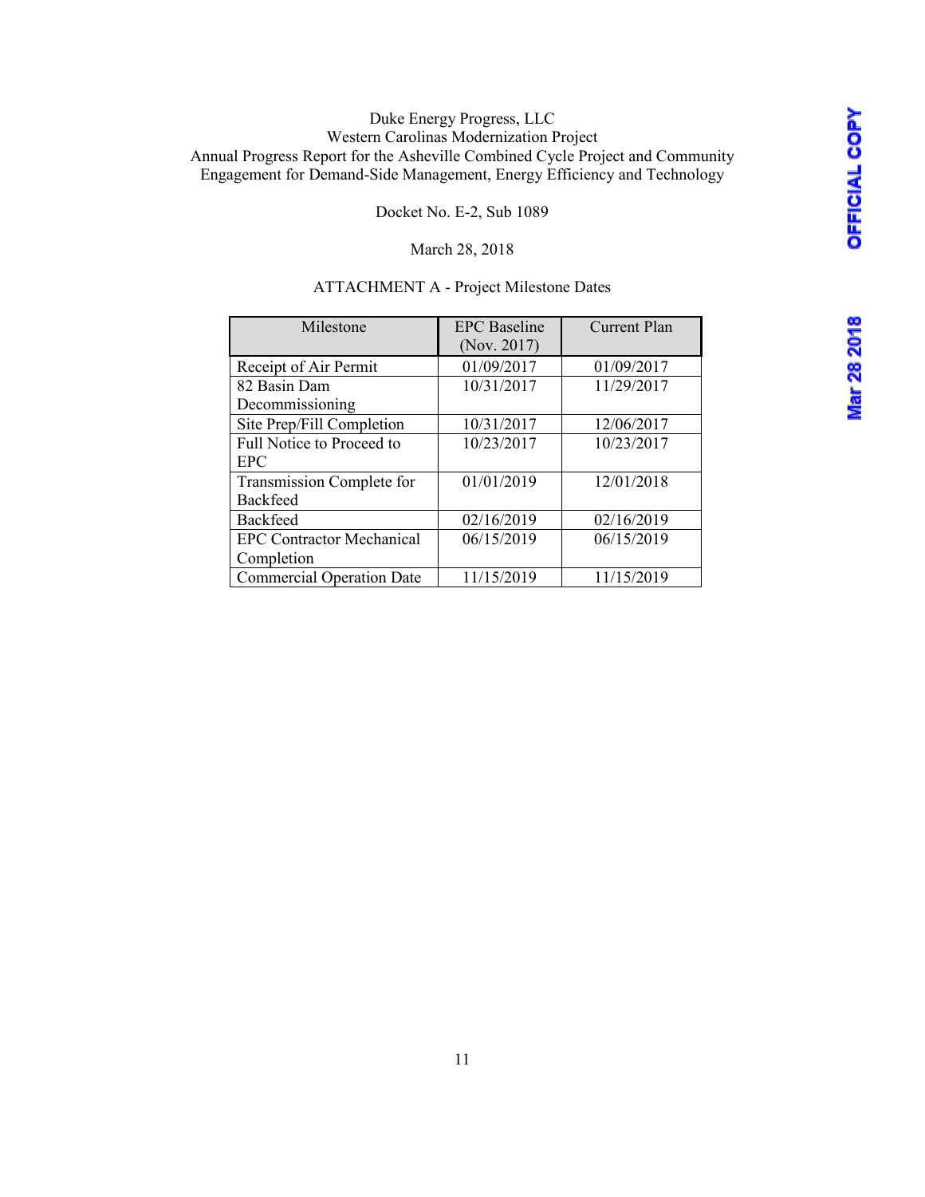Duke Energy Progress, LLC
Western Carolinas Modernization Project
Annual Progress Report for the Asheville Combined Cycle Project and Community Engagement for Demand-Side Management, Energy Efficiency and Technology

Docket No. E-2, Sub 1089

March 28, 2018

ATTACHMENT A - Project Milestone Dates

| Milestone | EPC Baseline (Nov. 2017) | Current Plan |
|---|---|---|
| Receipt of Air Permit | 01/09/2017 | 01/09/2017 |
| 82 Basin Dam Decommissioning | 10/31/2017 | 11/29/2017 |
| Site Prep/Fill Completion | 10/31/2017 | 12/06/2017 |
| Full Notice to Proceed to EPC | 10/23/2017 | 10/23/2017 |
| Transmission Complete for Backfeed | 01/01/2019 | 12/01/2018 |
| Backfeed | 02/16/2019 | 02/16/2019 |
| EPC Contractor Mechanical Completion | 06/15/2019 | 06/15/2019 |
| Commercial Operation Date | 11/15/2019 | 11/15/2019 |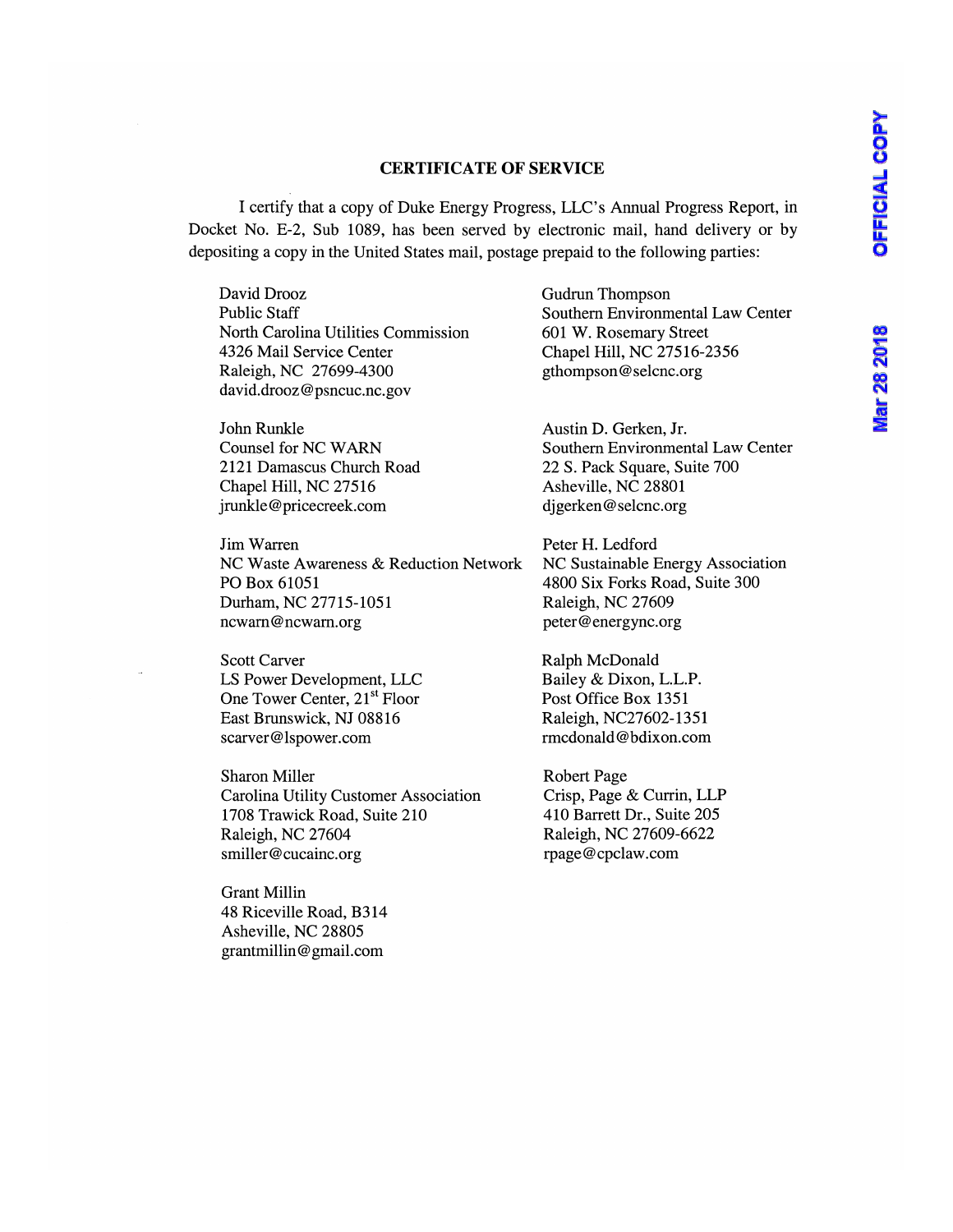## CERTIFICATE OF SERVICE

I certify that a copy of Duke Energy Progress, LLC's Annual Progress Report, in Docket No. E-2, Sub 1089, has been served by electronic mail, hand delivery or by depositing a copy in the United States mail, postage prepaid to the following parties:

David Drooz
Public Staff
North Carolina Utilities Commission
4326 Mail Service Center
Raleigh, NC 27699-4300
david.drooz@psncuc.nc.gov

Gudrun Thompson
Southern Environmental Law Center
601 W. Rosemary Street
Chapel Hill, NC 27516-2356
gthompson@selcnc.org

John Runkle
Counsel for NC WARN
2121 Damascus Church Road
Chapel Hill, NC 27516
jrunkle@pricecreek.com

Austin D. Gerken, Jr.
Southern Environmental Law Center
22 S. Pack Square, Suite 700
Asheville, NC 28801
djgerken@selcnc.org

Jim Warren
NC Waste Awareness & Reduction Network
PO Box 61051
Durham, NC 27715-1051
ncwarn@ncwarn.org

Peter H. Ledford
NC Sustainable Energy Association
4800 Six Forks Road, Suite 300
Raleigh, NC 27609
peter@energync.org

Scott Carver
LS Power Development, LLC
One Tower Center, 21st Floor
East Brunswick, NJ 08816
scarver@lspower.com

Ralph McDonald
Bailey & Dixon, L.L.P.
Post Office Box 1351
Raleigh, NC27602-1351
rmcdonald@bdixon.com

Sharon Miller
Carolina Utility Customer Association
1708 Trawick Road, Suite 210
Raleigh, NC 27604
smiller@cucainc.org

Robert Page
Crisp, Page & Currin, LLP
410 Barrett Dr., Suite 205
Raleigh, NC 27609-6622
rpage@cpclaw.com

Grant Millin
48 Riceville Road, B314
Asheville, NC 28805
grantmillin@gmail.com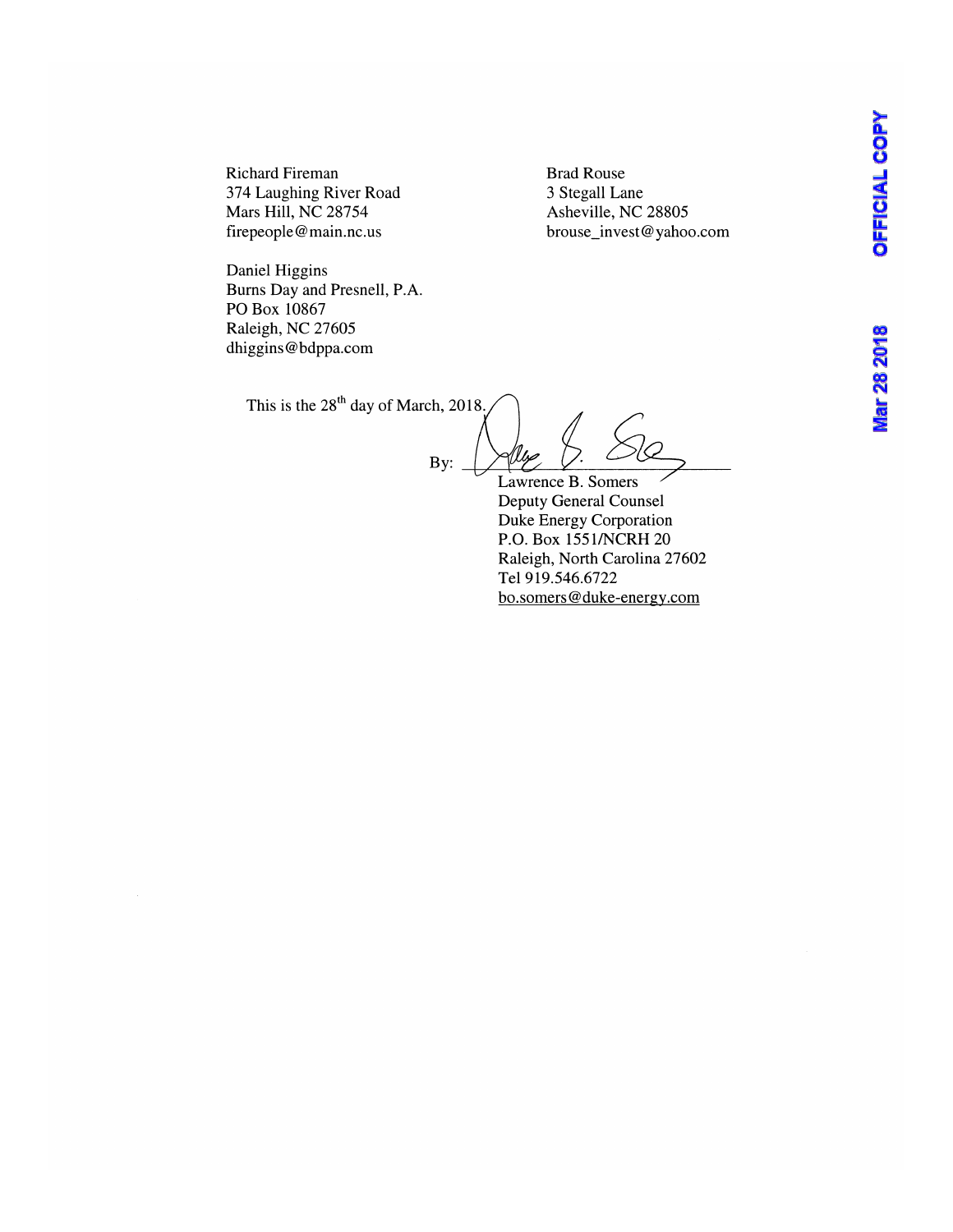Richard Fireman
374 Laughing River Road
Mars Hill, NC 28754
firepeople@main.nc.us

Brad Rouse
3 Stegall Lane
Asheville, NC 28805
brouse_invest@yahoo.com

Daniel Higgins
Burns Day and Presnell, P.A.
PO Box 10867
Raleigh, NC 27605
dhiggins@bdppa.com

This is the 28th day of March, 2018.

By: ______________________

Lawrence B. Somers
Deputy General Counsel
Duke Energy Corporation
P.O. Box 1551/NCRH 20
Raleigh, North Carolina 27602
Tel 919.546.6722
bo.somers@duke-energy.com

OFFICIAL COPY

Mar 28 2018